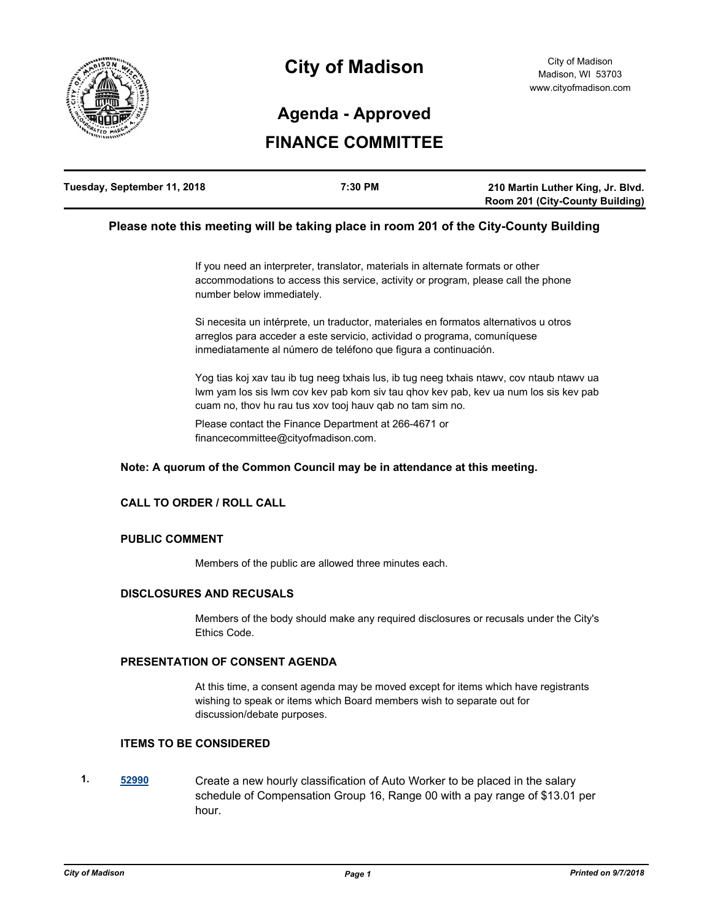# City of Madison

City of Madison
Madison, WI 53703
www.cityofmadison.com

## Agenda - Approved

## FINANCE COMMITTEE

| Tuesday, September 11, 2018 | 7:30 PM | 210 Martin Luther King, Jr. Blvd. Room 201 (City-County Building) |
|---|---|---|

**Please note this meeting will be taking place in room 201 of the City-County Building**

If you need an interpreter, translator, materials in alternate formats or other accommodations to access this service, activity or program, please call the phone number below immediately.

Si necesita un intérprete, un traductor, materiales en formatos alternativos u otros arreglos para acceder a este servicio, actividad o programa, comuníquese inmediatamente al número de teléfono que figura a continuación.

Yog tias koj xav tau ib tug neeg txhais lus, ib tug neeg txhais ntawv, cov ntaub ntawv ua lwm yam los sis lwm cov kev pab kom siv tau qhov kev pab, kev ua num los sis kev pab cuam no, thov hu rau tus xov tooj hauv qab no tam sim no.

Please contact the Finance Department at 266-4671 or financecommittee@cityofmadison.com.

**Note: A quorum of the Common Council may be in attendance at this meeting.**

### CALL TO ORDER / ROLL CALL

### PUBLIC COMMENT

Members of the public are allowed three minutes each.

### DISCLOSURES AND RECUSALS

Members of the body should make any required disclosures or recusals under the City's Ethics Code.

### PRESENTATION OF CONSENT AGENDA

At this time, a consent agenda may be moved except for items which have registrants wishing to speak or items which Board members wish to separate out for discussion/debate purposes.

### ITEMS TO BE CONSIDERED

1. **52990** Create a new hourly classification of Auto Worker to be placed in the salary schedule of Compensation Group 16, Range 00 with a pay range of $13.01 per hour.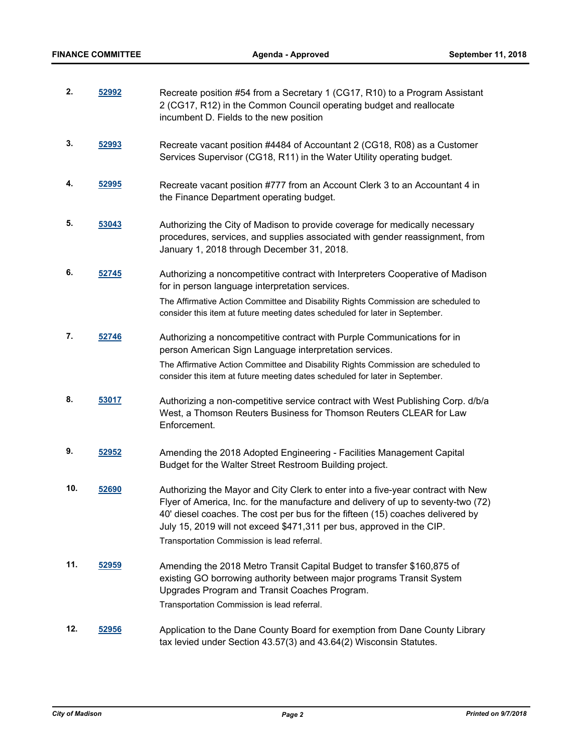2. **52992** Recreate position #54 from a Secretary 1 (CG17, R10) to a Program Assistant 2 (CG17, R12) in the Common Council operating budget and reallocate incumbent D. Fields to the new position

3. **52993** Recreate vacant position #4484 of Accountant 2 (CG18, R08) as a Customer Services Supervisor (CG18, R11) in the Water Utility operating budget.

4. **52995** Recreate vacant position #777 from an Account Clerk 3 to an Accountant 4 in the Finance Department operating budget.

5. **53043** Authorizing the City of Madison to provide coverage for medically necessary procedures, services, and supplies associated with gender reassignment, from January 1, 2018 through December 31, 2018.

6. **52745** Authorizing a noncompetitive contract with Interpreters Cooperative of Madison for in person language interpretation services.

   The Affirmative Action Committee and Disability Rights Commission are scheduled to consider this item at future meeting dates scheduled for later in September.

7. **52746** Authorizing a noncompetitive contract with Purple Communications for in person American Sign Language interpretation services.

   The Affirmative Action Committee and Disability Rights Commission are scheduled to consider this item at future meeting dates scheduled for later in September.

8. **53017** Authorizing a non-competitive service contract with West Publishing Corp. d/b/a West, a Thomson Reuters Business for Thomson Reuters CLEAR for Law Enforcement.

9. **52952** Amending the 2018 Adopted Engineering - Facilities Management Capital Budget for the Walter Street Restroom Building project.

10. **52690** Authorizing the Mayor and City Clerk to enter into a five-year contract with New Flyer of America, Inc. for the manufacture and delivery of up to seventy-two (72) 40' diesel coaches. The cost per bus for the fifteen (15) coaches delivered by July 15, 2019 will not exceed $471,311 per bus, approved in the CIP.

    Transportation Commission is lead referral.

11. **52959** Amending the 2018 Metro Transit Capital Budget to transfer $160,875 of existing GO borrowing authority between major programs Transit System Upgrades Program and Transit Coaches Program.

    Transportation Commission is lead referral.

12. **52956** Application to the Dane County Board for exemption from Dane County Library tax levied under Section 43.57(3) and 43.64(2) Wisconsin Statutes.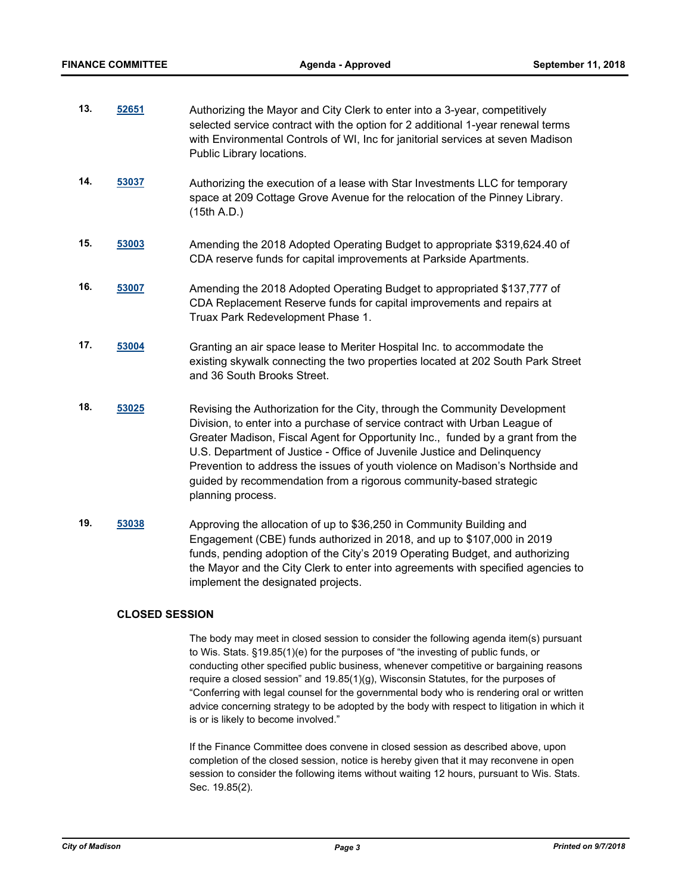13. **52651** Authorizing the Mayor and City Clerk to enter into a 3-year, competitively selected service contract with the option for 2 additional 1-year renewal terms with Environmental Controls of WI, Inc for janitorial services at seven Madison Public Library locations.

14. **53037** Authorizing the execution of a lease with Star Investments LLC for temporary space at 209 Cottage Grove Avenue for the relocation of the Pinney Library. (15th A.D.)

15. **53003** Amending the 2018 Adopted Operating Budget to appropriate $319,624.40 of CDA reserve funds for capital improvements at Parkside Apartments.

16. **53007** Amending the 2018 Adopted Operating Budget to appropriated $137,777 of CDA Replacement Reserve funds for capital improvements and repairs at Truax Park Redevelopment Phase 1.

17. **53004** Granting an air space lease to Meriter Hospital Inc. to accommodate the existing skywalk connecting the two properties located at 202 South Park Street and 36 South Brooks Street.

18. **53025** Revising the Authorization for the City, through the Community Development Division, to enter into a purchase of service contract with Urban League of Greater Madison, Fiscal Agent for Opportunity Inc., funded by a grant from the U.S. Department of Justice - Office of Juvenile Justice and Delinquency Prevention to address the issues of youth violence on Madison's Northside and guided by recommendation from a rigorous community-based strategic planning process.

19. **53038** Approving the allocation of up to $36,250 in Community Building and Engagement (CBE) funds authorized in 2018, and up to $107,000 in 2019 funds, pending adoption of the City's 2019 Operating Budget, and authorizing the Mayor and the City Clerk to enter into agreements with specified agencies to implement the designated projects.

### CLOSED SESSION

The body may meet in closed session to consider the following agenda item(s) pursuant to Wis. Stats. §19.85(1)(e) for the purposes of "the investing of public funds, or conducting other specified public business, whenever competitive or bargaining reasons require a closed session" and 19.85(1)(g), Wisconsin Statutes, for the purposes of "Conferring with legal counsel for the governmental body who is rendering oral or written advice concerning strategy to be adopted by the body with respect to litigation in which it is or is likely to become involved."

If the Finance Committee does convene in closed session as described above, upon completion of the closed session, notice is hereby given that it may reconvene in open session to consider the following items without waiting 12 hours, pursuant to Wis. Stats. Sec. 19.85(2).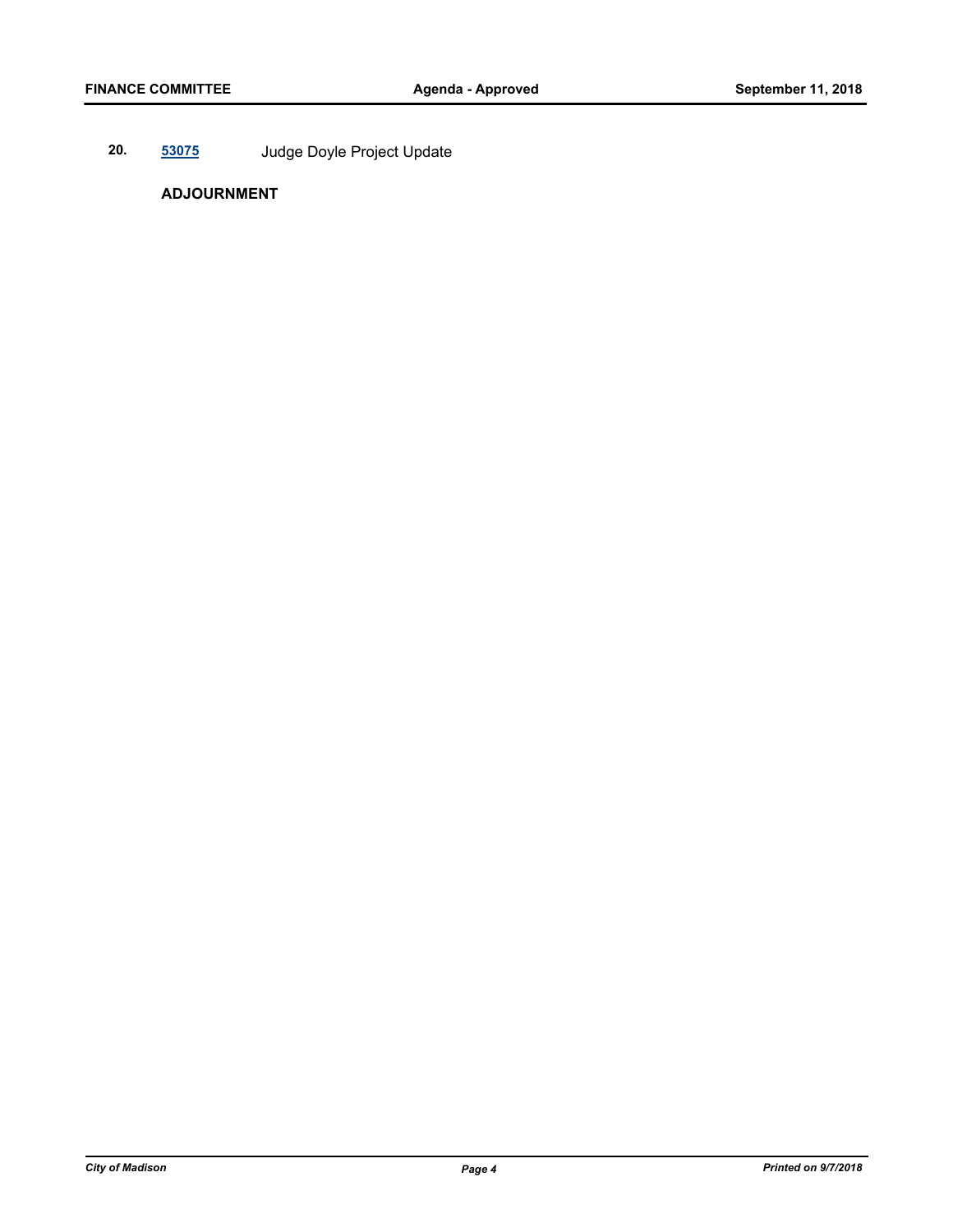20. **53075** Judge Doyle Project Update

**ADJOURNMENT**